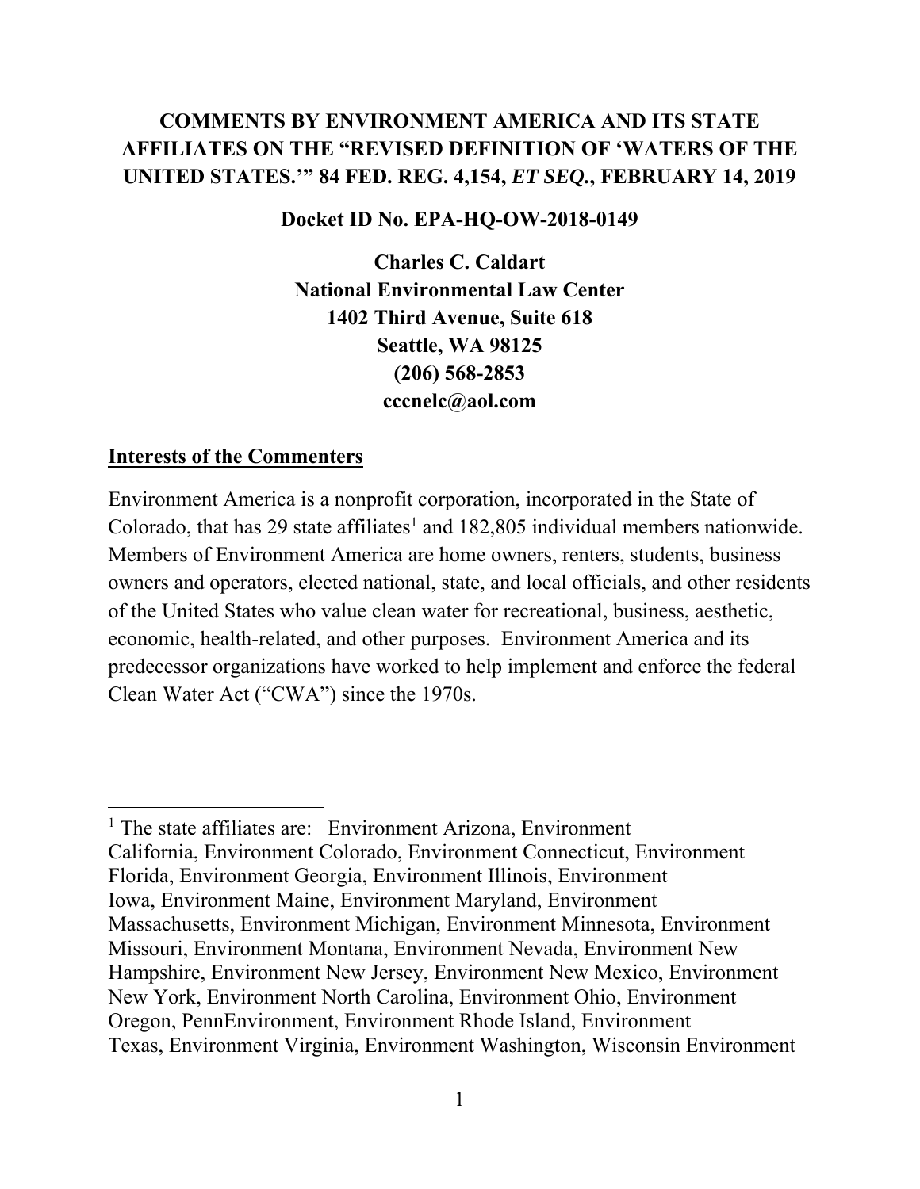# COMMENTS BY ENVIRONMENT AMERICA AND ITS STATE AFFILIATES ON THE "REVISED DEFINITION OF 'WATERS OF THE UNITED STATES.'" 84 FED. REG. 4,154, *ET SEQ.*, FEBRUARY 14, 2019

**Docket ID No. EPA-HQ-OW-2018-0149**

**Charles C. Caldart**
**National Environmental Law Center**
**1402 Third Avenue, Suite 618**
**Seattle, WA 98125**
**(206) 568-2853**
**cccnelc@aol.com**

## Interests of the Commenters

Environment America is a nonprofit corporation, incorporated in the State of Colorado, that has 29 state affiliates[1] and 182,805 individual members nationwide. Members of Environment America are home owners, renters, students, business owners and operators, elected national, state, and local officials, and other residents of the United States who value clean water for recreational, business, aesthetic, economic, health-related, and other purposes. Environment America and its predecessor organizations have worked to help implement and enforce the federal Clean Water Act ("CWA") since the 1970s.

---

[1] The state affiliates are: Environment Arizona, Environment California, Environment Colorado, Environment Connecticut, Environment Florida, Environment Georgia, Environment Illinois, Environment Iowa, Environment Maine, Environment Maryland, Environment Massachusetts, Environment Michigan, Environment Minnesota, Environment Missouri, Environment Montana, Environment Nevada, Environment New Hampshire, Environment New Jersey, Environment New Mexico, Environment New York, Environment North Carolina, Environment Ohio, Environment Oregon, PennEnvironment, Environment Rhode Island, Environment Texas, Environment Virginia, Environment Washington, Wisconsin Environment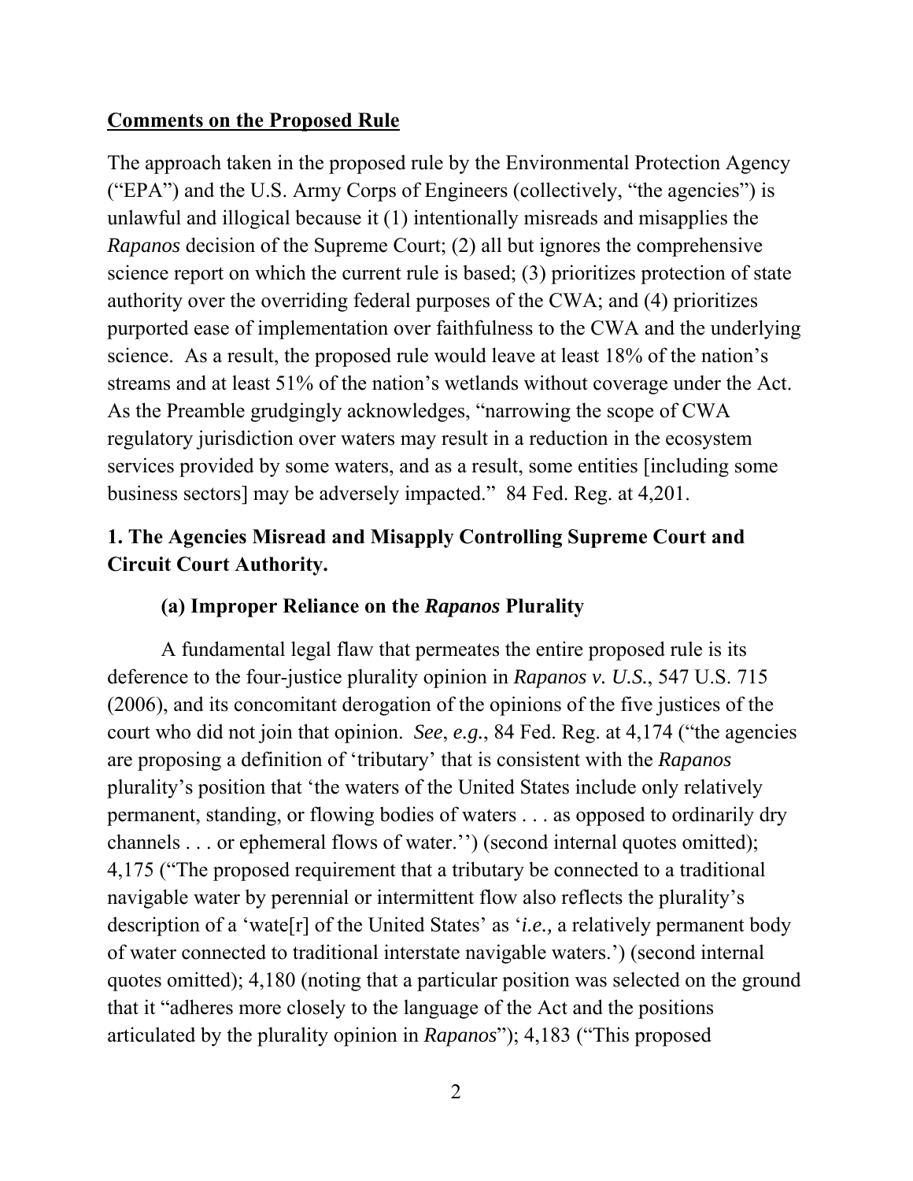**Comments on the Proposed Rule**

The approach taken in the proposed rule by the Environmental Protection Agency ("EPA") and the U.S. Army Corps of Engineers (collectively, "the agencies") is unlawful and illogical because it (1) intentionally misreads and misapplies the *Rapanos* decision of the Supreme Court; (2) all but ignores the comprehensive science report on which the current rule is based; (3) prioritizes protection of state authority over the overriding federal purposes of the CWA; and (4) prioritizes purported ease of implementation over faithfulness to the CWA and the underlying science. As a result, the proposed rule would leave at least 18% of the nation's streams and at least 51% of the nation's wetlands without coverage under the Act. As the Preamble grudgingly acknowledges, "narrowing the scope of CWA regulatory jurisdiction over waters may result in a reduction in the ecosystem services provided by some waters, and as a result, some entities [including some business sectors] may be adversely impacted." 84 Fed. Reg. at 4,201.

## 1. The Agencies Misread and Misapply Controlling Supreme Court and Circuit Court Authority.

### (a) Improper Reliance on the *Rapanos* Plurality

A fundamental legal flaw that permeates the entire proposed rule is its deference to the four-justice plurality opinion in *Rapanos v. U.S.*, 547 U.S. 715 (2006), and its concomitant derogation of the opinions of the five justices of the court who did not join that opinion. *See*, *e.g.*, 84 Fed. Reg. at 4,174 ("the agencies are proposing a definition of 'tributary' that is consistent with the *Rapanos* plurality's position that 'the waters of the United States include only relatively permanent, standing, or flowing bodies of waters . . . as opposed to ordinarily dry channels . . . or ephemeral flows of water.'') (second internal quotes omitted); 4,175 ("The proposed requirement that a tributary be connected to a traditional navigable water by perennial or intermittent flow also reflects the plurality's description of a 'wate[r] of the United States' as '*i.e.,* a relatively permanent body of water connected to traditional interstate navigable waters.') (second internal quotes omitted); 4,180 (noting that a particular position was selected on the ground that it "adheres more closely to the language of the Act and the positions articulated by the plurality opinion in *Rapanos*"); 4,183 ("This proposed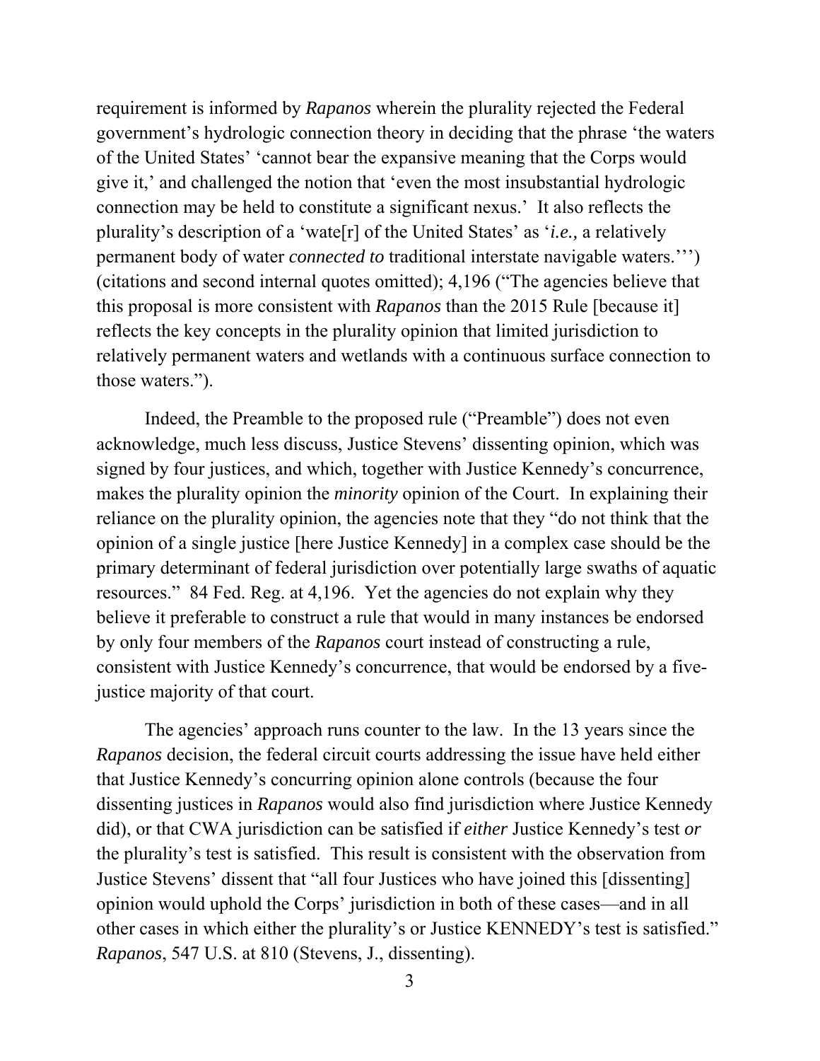requirement is informed by *Rapanos* wherein the plurality rejected the Federal government's hydrologic connection theory in deciding that the phrase 'the waters of the United States' 'cannot bear the expansive meaning that the Corps would give it,' and challenged the notion that 'even the most insubstantial hydrologic connection may be held to constitute a significant nexus.' It also reflects the plurality's description of a 'wate[r] of the United States' as '*i.e.,* a relatively permanent body of water *connected to* traditional interstate navigable waters.''') (citations and second internal quotes omitted); 4,196 ("The agencies believe that this proposal is more consistent with *Rapanos* than the 2015 Rule [because it] reflects the key concepts in the plurality opinion that limited jurisdiction to relatively permanent waters and wetlands with a continuous surface connection to those waters.").

Indeed, the Preamble to the proposed rule ("Preamble") does not even acknowledge, much less discuss, Justice Stevens' dissenting opinion, which was signed by four justices, and which, together with Justice Kennedy's concurrence, makes the plurality opinion the *minority* opinion of the Court. In explaining their reliance on the plurality opinion, the agencies note that they "do not think that the opinion of a single justice [here Justice Kennedy] in a complex case should be the primary determinant of federal jurisdiction over potentially large swaths of aquatic resources." 84 Fed. Reg. at 4,196. Yet the agencies do not explain why they believe it preferable to construct a rule that would in many instances be endorsed by only four members of the *Rapanos* court instead of constructing a rule, consistent with Justice Kennedy's concurrence, that would be endorsed by a five-justice majority of that court.

The agencies' approach runs counter to the law. In the 13 years since the *Rapanos* decision, the federal circuit courts addressing the issue have held either that Justice Kennedy's concurring opinion alone controls (because the four dissenting justices in *Rapanos* would also find jurisdiction where Justice Kennedy did), or that CWA jurisdiction can be satisfied if *either* Justice Kennedy's test *or* the plurality's test is satisfied. This result is consistent with the observation from Justice Stevens' dissent that "all four Justices who have joined this [dissenting] opinion would uphold the Corps' jurisdiction in both of these cases—and in all other cases in which either the plurality's or Justice KENNEDY's test is satisfied." *Rapanos*, 547 U.S. at 810 (Stevens, J., dissenting).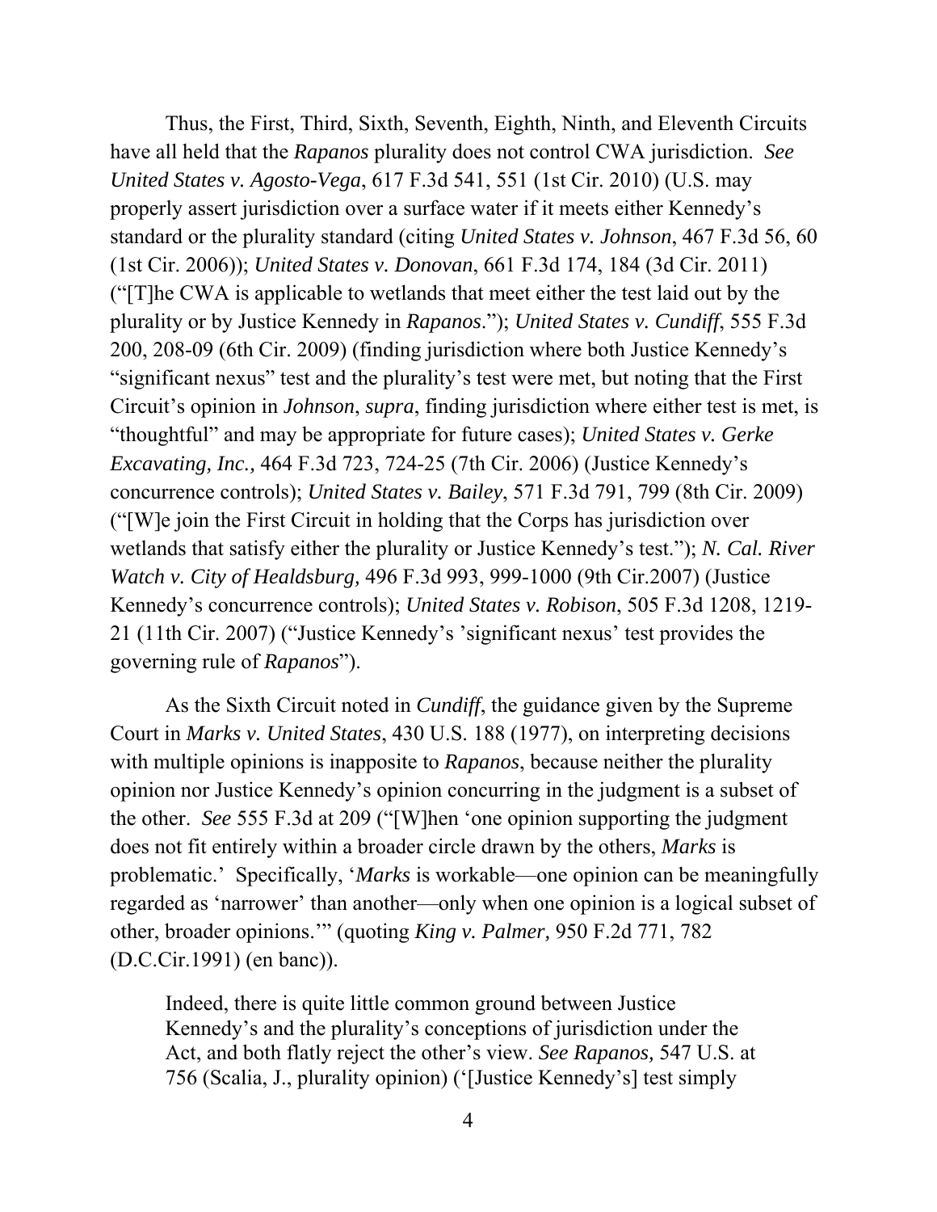Thus, the First, Third, Sixth, Seventh, Eighth, Ninth, and Eleventh Circuits have all held that the *Rapanos* plurality does not control CWA jurisdiction. *See United States v. Agosto-Vega*, 617 F.3d 541, 551 (1st Cir. 2010) (U.S. may properly assert jurisdiction over a surface water if it meets either Kennedy's standard or the plurality standard (citing *United States v. Johnson*, 467 F.3d 56, 60 (1st Cir. 2006)); *United States v. Donovan*, 661 F.3d 174, 184 (3d Cir. 2011) ("[T]he CWA is applicable to wetlands that meet either the test laid out by the plurality or by Justice Kennedy in *Rapanos*."); *United States v. Cundiff*, 555 F.3d 200, 208-09 (6th Cir. 2009) (finding jurisdiction where both Justice Kennedy's "significant nexus" test and the plurality's test were met, but noting that the First Circuit's opinion in *Johnson*, *supra*, finding jurisdiction where either test is met, is "thoughtful" and may be appropriate for future cases); *United States v. Gerke Excavating, Inc.,* 464 F.3d 723, 724-25 (7th Cir. 2006) (Justice Kennedy's concurrence controls); *United States v. Bailey*, 571 F.3d 791, 799 (8th Cir. 2009) ("[W]e join the First Circuit in holding that the Corps has jurisdiction over wetlands that satisfy either the plurality or Justice Kennedy's test."); *N. Cal. River Watch v. City of Healdsburg,* 496 F.3d 993, 999-1000 (9th Cir.2007) (Justice Kennedy's concurrence controls); *United States v. Robison*, 505 F.3d 1208, 1219-21 (11th Cir. 2007) ("Justice Kennedy's 'significant nexus' test provides the governing rule of *Rapanos*").

As the Sixth Circuit noted in *Cundiff*, the guidance given by the Supreme Court in *Marks v. United States*, 430 U.S. 188 (1977), on interpreting decisions with multiple opinions is inapposite to *Rapanos*, because neither the plurality opinion nor Justice Kennedy's opinion concurring in the judgment is a subset of the other. *See* 555 F.3d at 209 ("[W]hen 'one opinion supporting the judgment does not fit entirely within a broader circle drawn by the others, *Marks* is problematic.' Specifically, '*Marks* is workable—one opinion can be meaningfully regarded as 'narrower' than another—only when one opinion is a logical subset of other, broader opinions.'" (quoting *King v. Palmer,* 950 F.2d 771, 782 (D.C.Cir.1991) (en banc)).

> Indeed, there is quite little common ground between Justice Kennedy's and the plurality's conceptions of jurisdiction under the Act, and both flatly reject the other's view. *See Rapanos,* 547 U.S. at 756 (Scalia, J., plurality opinion) ('[Justice Kennedy's] test simply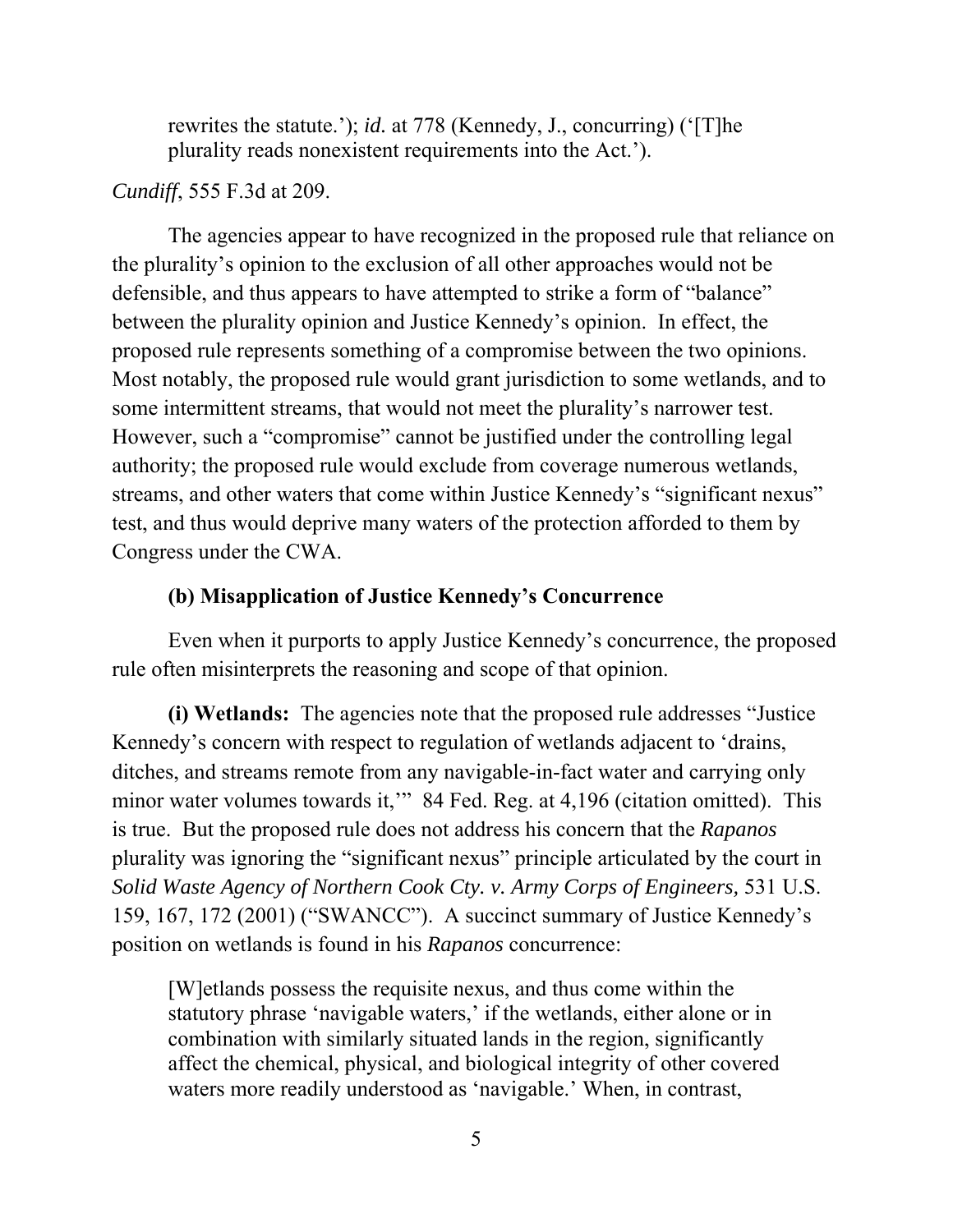> rewrites the statute.'); *id.* at 778 (Kennedy, J., concurring) ('[T]he plurality reads nonexistent requirements into the Act.').

*Cundiff*, 555 F.3d at 209.

The agencies appear to have recognized in the proposed rule that reliance on the plurality's opinion to the exclusion of all other approaches would not be defensible, and thus appears to have attempted to strike a form of "balance" between the plurality opinion and Justice Kennedy's opinion. In effect, the proposed rule represents something of a compromise between the two opinions. Most notably, the proposed rule would grant jurisdiction to some wetlands, and to some intermittent streams, that would not meet the plurality's narrower test. However, such a "compromise" cannot be justified under the controlling legal authority; the proposed rule would exclude from coverage numerous wetlands, streams, and other waters that come within Justice Kennedy's "significant nexus" test, and thus would deprive many waters of the protection afforded to them by Congress under the CWA.

**(b) Misapplication of Justice Kennedy's Concurrence**

Even when it purports to apply Justice Kennedy's concurrence, the proposed rule often misinterprets the reasoning and scope of that opinion.

**(i) Wetlands:** The agencies note that the proposed rule addresses "Justice Kennedy's concern with respect to regulation of wetlands adjacent to 'drains, ditches, and streams remote from any navigable-in-fact water and carrying only minor water volumes towards it,'" 84 Fed. Reg. at 4,196 (citation omitted). This is true. But the proposed rule does not address his concern that the *Rapanos* plurality was ignoring the "significant nexus" principle articulated by the court in *Solid Waste Agency of Northern Cook Cty. v. Army Corps of Engineers,* 531 U.S. 159, 167, 172 (2001) ("SWANCC"). A succinct summary of Justice Kennedy's position on wetlands is found in his *Rapanos* concurrence:

> [W]etlands possess the requisite nexus, and thus come within the statutory phrase 'navigable waters,' if the wetlands, either alone or in combination with similarly situated lands in the region, significantly affect the chemical, physical, and biological integrity of other covered waters more readily understood as 'navigable.' When, in contrast,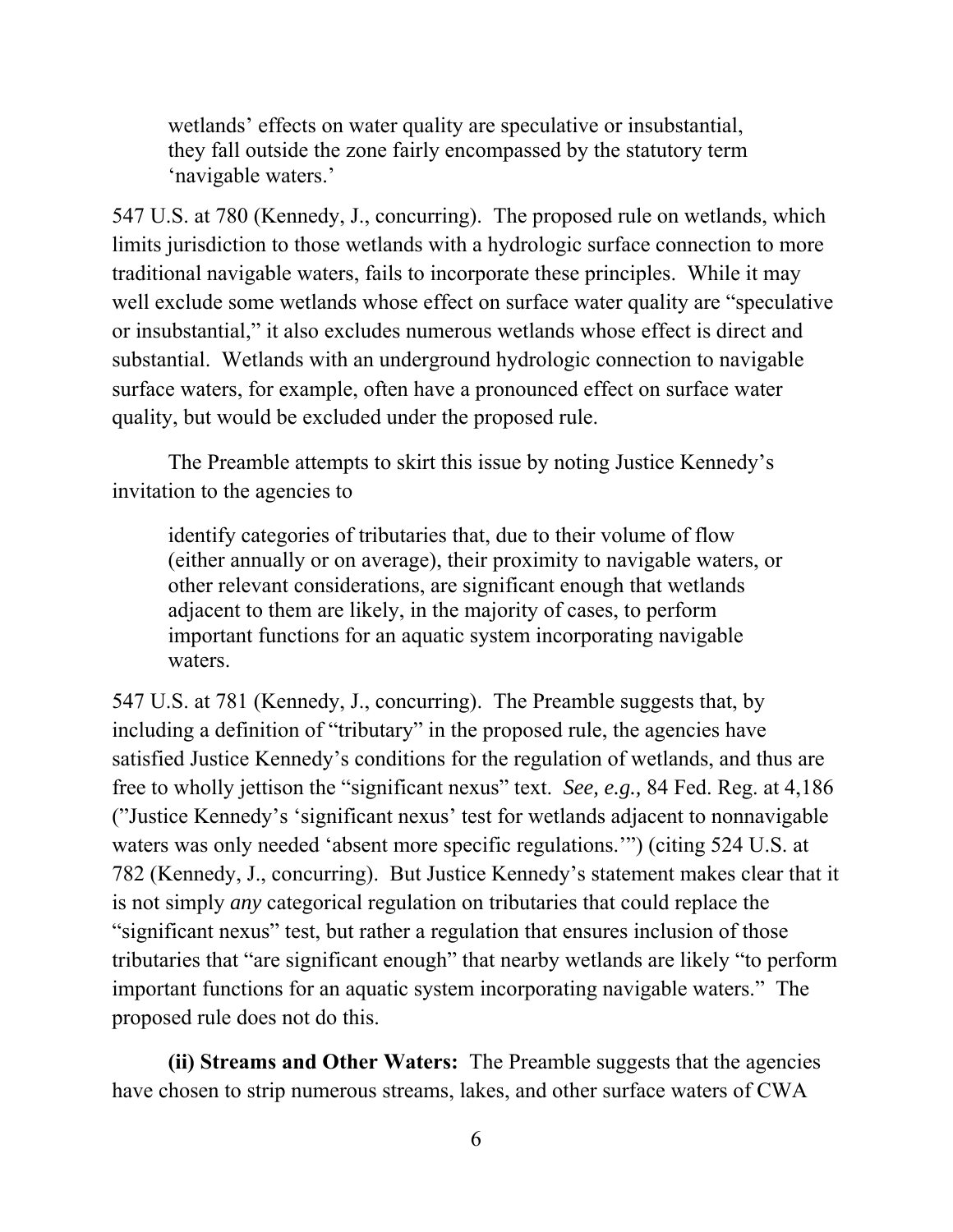> wetlands' effects on water quality are speculative or insubstantial, they fall outside the zone fairly encompassed by the statutory term 'navigable waters.'

547 U.S. at 780 (Kennedy, J., concurring). The proposed rule on wetlands, which limits jurisdiction to those wetlands with a hydrologic surface connection to more traditional navigable waters, fails to incorporate these principles. While it may well exclude some wetlands whose effect on surface water quality are "speculative or insubstantial," it also excludes numerous wetlands whose effect is direct and substantial. Wetlands with an underground hydrologic connection to navigable surface waters, for example, often have a pronounced effect on surface water quality, but would be excluded under the proposed rule.

The Preamble attempts to skirt this issue by noting Justice Kennedy's invitation to the agencies to

> identify categories of tributaries that, due to their volume of flow (either annually or on average), their proximity to navigable waters, or other relevant considerations, are significant enough that wetlands adjacent to them are likely, in the majority of cases, to perform important functions for an aquatic system incorporating navigable waters.

547 U.S. at 781 (Kennedy, J., concurring). The Preamble suggests that, by including a definition of "tributary" in the proposed rule, the agencies have satisfied Justice Kennedy's conditions for the regulation of wetlands, and thus are free to wholly jettison the "significant nexus" text. *See, e.g.,* 84 Fed. Reg. at 4,186 ("Justice Kennedy's 'significant nexus' test for wetlands adjacent to nonnavigable waters was only needed 'absent more specific regulations.'") (citing 524 U.S. at 782 (Kennedy, J., concurring). But Justice Kennedy's statement makes clear that it is not simply *any* categorical regulation on tributaries that could replace the "significant nexus" test, but rather a regulation that ensures inclusion of those tributaries that "are significant enough" that nearby wetlands are likely "to perform important functions for an aquatic system incorporating navigable waters." The proposed rule does not do this.

**(ii) Streams and Other Waters:** The Preamble suggests that the agencies have chosen to strip numerous streams, lakes, and other surface waters of CWA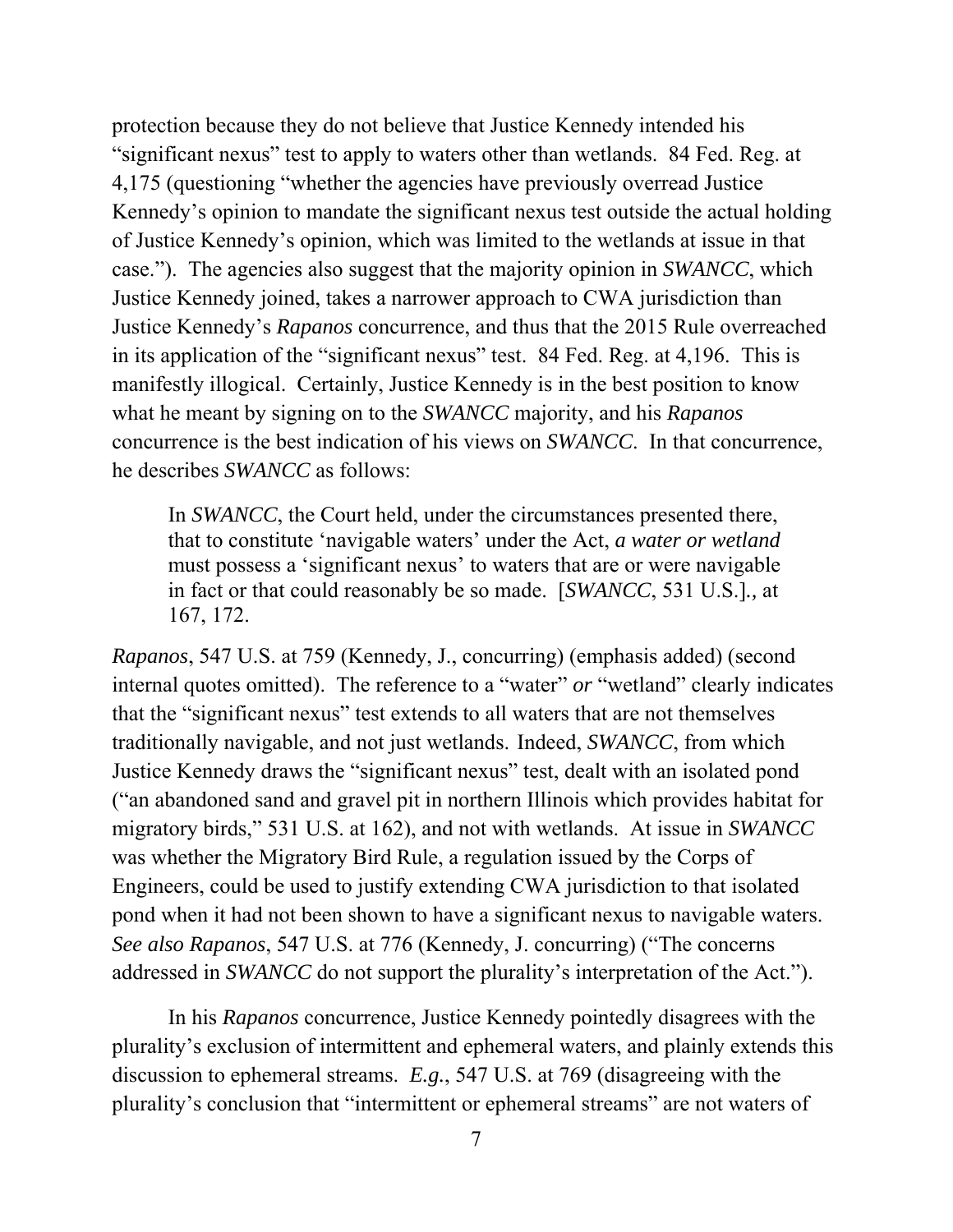protection because they do not believe that Justice Kennedy intended his "significant nexus" test to apply to waters other than wetlands. 84 Fed. Reg. at 4,175 (questioning "whether the agencies have previously overread Justice Kennedy's opinion to mandate the significant nexus test outside the actual holding of Justice Kennedy's opinion, which was limited to the wetlands at issue in that case."). The agencies also suggest that the majority opinion in *SWANCC*, which Justice Kennedy joined, takes a narrower approach to CWA jurisdiction than Justice Kennedy's *Rapanos* concurrence, and thus that the 2015 Rule overreached in its application of the "significant nexus" test. 84 Fed. Reg. at 4,196. This is manifestly illogical. Certainly, Justice Kennedy is in the best position to know what he meant by signing on to the *SWANCC* majority, and his *Rapanos* concurrence is the best indication of his views on *SWANCC*. In that concurrence, he describes *SWANCC* as follows:

> In *SWANCC*, the Court held, under the circumstances presented there, that to constitute 'navigable waters' under the Act, *a water or wetland* must possess a 'significant nexus' to waters that are or were navigable in fact or that could reasonably be so made. [*SWANCC*, 531 U.S.]*.*, at 167, 172.

*Rapanos*, 547 U.S. at 759 (Kennedy, J., concurring) (emphasis added) (second internal quotes omitted). The reference to a "water" *or* "wetland" clearly indicates that the "significant nexus" test extends to all waters that are not themselves traditionally navigable, and not just wetlands. Indeed, *SWANCC*, from which Justice Kennedy draws the "significant nexus" test, dealt with an isolated pond ("an abandoned sand and gravel pit in northern Illinois which provides habitat for migratory birds," 531 U.S. at 162), and not with wetlands. At issue in *SWANCC* was whether the Migratory Bird Rule, a regulation issued by the Corps of Engineers, could be used to justify extending CWA jurisdiction to that isolated pond when it had not been shown to have a significant nexus to navigable waters. *See also Rapanos*, 547 U.S. at 776 (Kennedy, J. concurring) ("The concerns addressed in *SWANCC* do not support the plurality's interpretation of the Act.").

In his *Rapanos* concurrence, Justice Kennedy pointedly disagrees with the plurality's exclusion of intermittent and ephemeral waters, and plainly extends this discussion to ephemeral streams. *E.g.*, 547 U.S. at 769 (disagreeing with the plurality's conclusion that "intermittent or ephemeral streams" are not waters of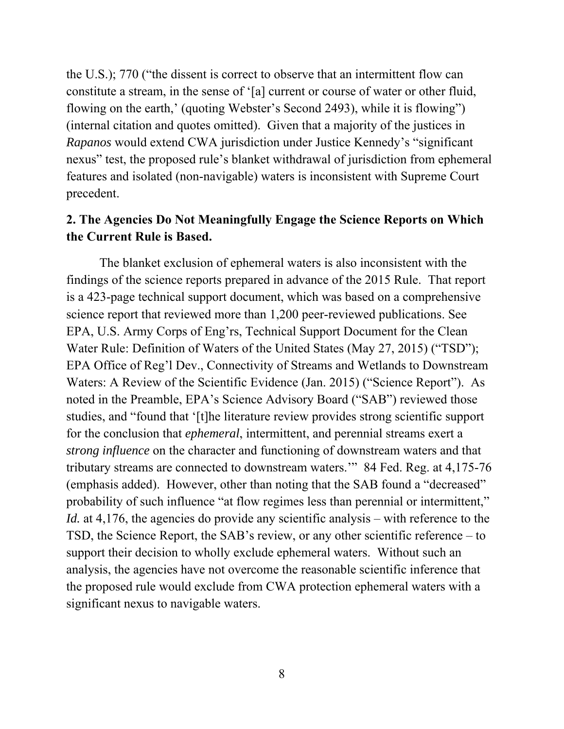the U.S.); 770 ("the dissent is correct to observe that an intermittent flow can constitute a stream, in the sense of '[a] current or course of water or other fluid, flowing on the earth,' (quoting Webster's Second 2493), while it is flowing") (internal citation and quotes omitted). Given that a majority of the justices in *Rapanos* would extend CWA jurisdiction under Justice Kennedy's "significant nexus" test, the proposed rule's blanket withdrawal of jurisdiction from ephemeral features and isolated (non-navigable) waters is inconsistent with Supreme Court precedent.

**2. The Agencies Do Not Meaningfully Engage the Science Reports on Which the Current Rule is Based.**

The blanket exclusion of ephemeral waters is also inconsistent with the findings of the science reports prepared in advance of the 2015 Rule. That report is a 423-page technical support document, which was based on a comprehensive science report that reviewed more than 1,200 peer-reviewed publications. See EPA, U.S. Army Corps of Eng'rs, Technical Support Document for the Clean Water Rule: Definition of Waters of the United States (May 27, 2015) ("TSD"); EPA Office of Reg'l Dev., Connectivity of Streams and Wetlands to Downstream Waters: A Review of the Scientific Evidence (Jan. 2015) ("Science Report"). As noted in the Preamble, EPA's Science Advisory Board ("SAB") reviewed those studies, and "found that '[t]he literature review provides strong scientific support for the conclusion that *ephemeral*, intermittent, and perennial streams exert a *strong influence* on the character and functioning of downstream waters and that tributary streams are connected to downstream waters.'" 84 Fed. Reg. at 4,175-76 (emphasis added). However, other than noting that the SAB found a "decreased" probability of such influence "at flow regimes less than perennial or intermittent," *Id.* at 4,176, the agencies do provide any scientific analysis – with reference to the TSD, the Science Report, the SAB's review, or any other scientific reference – to support their decision to wholly exclude ephemeral waters. Without such an analysis, the agencies have not overcome the reasonable scientific inference that the proposed rule would exclude from CWA protection ephemeral waters with a significant nexus to navigable waters.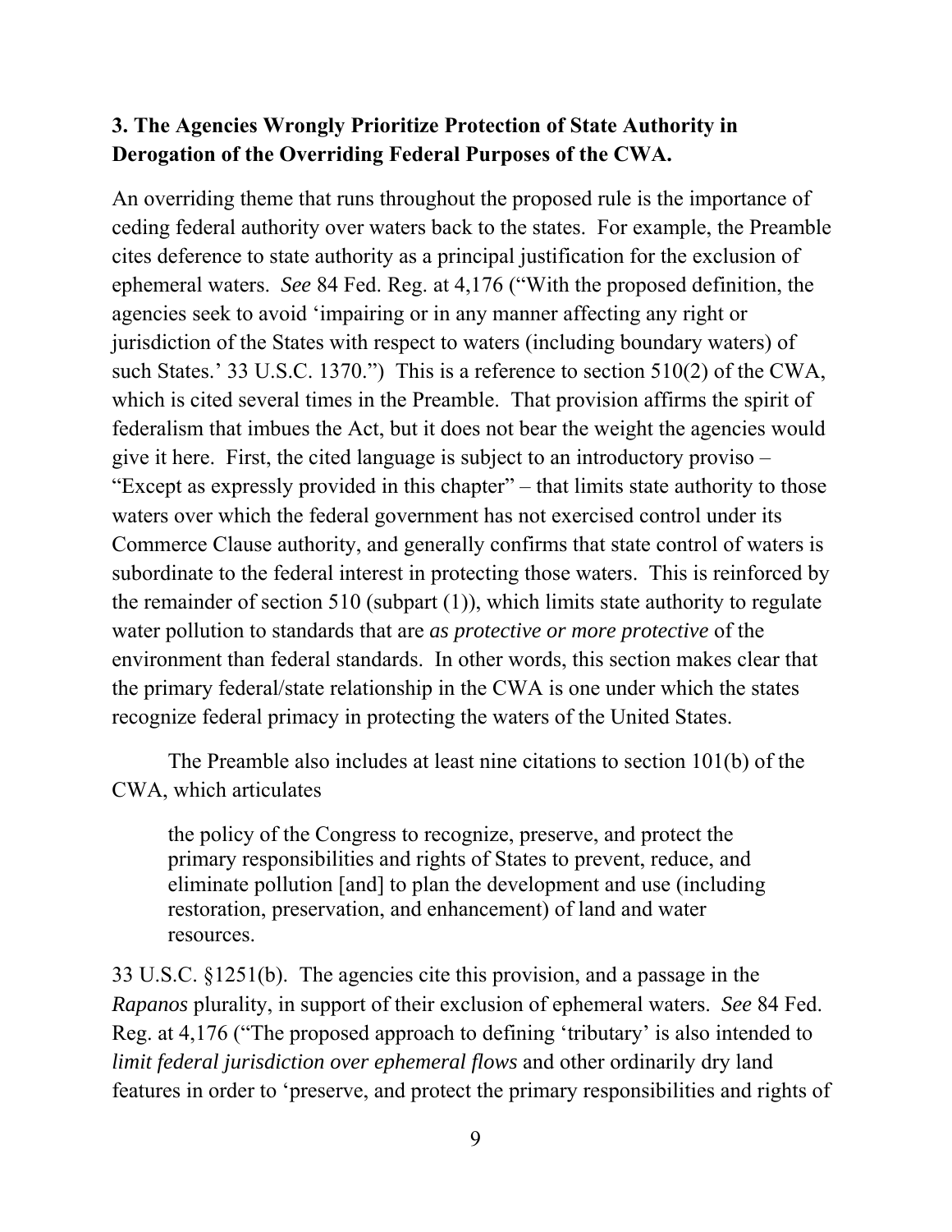### 3. The Agencies Wrongly Prioritize Protection of State Authority in Derogation of the Overriding Federal Purposes of the CWA.

An overriding theme that runs throughout the proposed rule is the importance of ceding federal authority over waters back to the states. For example, the Preamble cites deference to state authority as a principal justification for the exclusion of ephemeral waters. *See* 84 Fed. Reg. at 4,176 ("With the proposed definition, the agencies seek to avoid 'impairing or in any manner affecting any right or jurisdiction of the States with respect to waters (including boundary waters) of such States.' 33 U.S.C. 1370.") This is a reference to section 510(2) of the CWA, which is cited several times in the Preamble. That provision affirms the spirit of federalism that imbues the Act, but it does not bear the weight the agencies would give it here. First, the cited language is subject to an introductory proviso – "Except as expressly provided in this chapter" – that limits state authority to those waters over which the federal government has not exercised control under its Commerce Clause authority, and generally confirms that state control of waters is subordinate to the federal interest in protecting those waters. This is reinforced by the remainder of section 510 (subpart (1)), which limits state authority to regulate water pollution to standards that are *as protective or more protective* of the environment than federal standards. In other words, this section makes clear that the primary federal/state relationship in the CWA is one under which the states recognize federal primacy in protecting the waters of the United States.

The Preamble also includes at least nine citations to section 101(b) of the CWA, which articulates

> the policy of the Congress to recognize, preserve, and protect the primary responsibilities and rights of States to prevent, reduce, and eliminate pollution [and] to plan the development and use (including restoration, preservation, and enhancement) of land and water resources.

33 U.S.C. §1251(b). The agencies cite this provision, and a passage in the *Rapanos* plurality, in support of their exclusion of ephemeral waters. *See* 84 Fed. Reg. at 4,176 ("The proposed approach to defining 'tributary' is also intended to *limit federal jurisdiction over ephemeral flows* and other ordinarily dry land features in order to 'preserve, and protect the primary responsibilities and rights of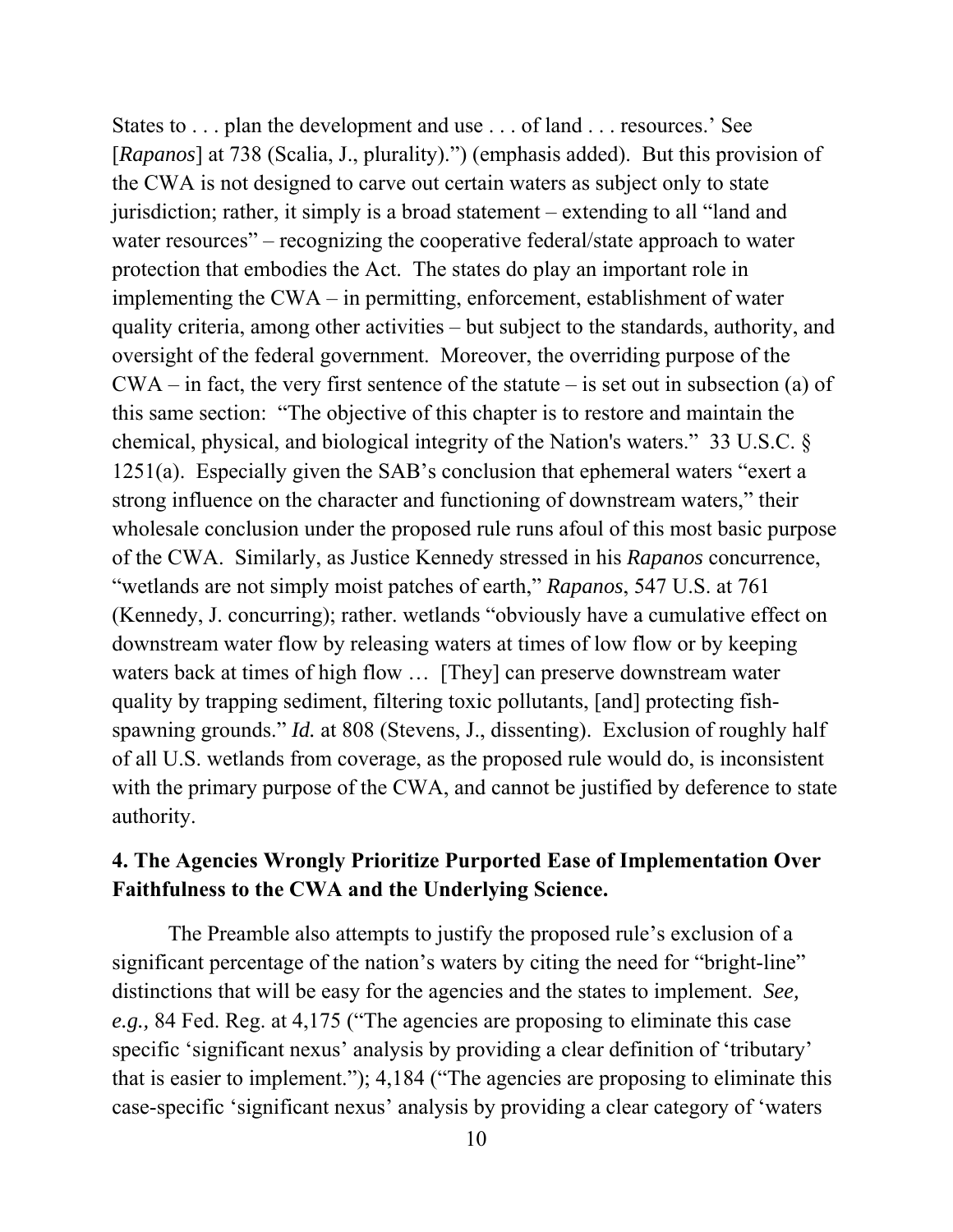States to . . . plan the development and use . . . of land . . . resources.' See [*Rapanos*] at 738 (Scalia, J., plurality).") (emphasis added). But this provision of the CWA is not designed to carve out certain waters as subject only to state jurisdiction; rather, it simply is a broad statement – extending to all "land and water resources" – recognizing the cooperative federal/state approach to water protection that embodies the Act. The states do play an important role in implementing the CWA – in permitting, enforcement, establishment of water quality criteria, among other activities – but subject to the standards, authority, and oversight of the federal government. Moreover, the overriding purpose of the CWA – in fact, the very first sentence of the statute – is set out in subsection (a) of this same section: "The objective of this chapter is to restore and maintain the chemical, physical, and biological integrity of the Nation's waters." 33 U.S.C. § 1251(a). Especially given the SAB's conclusion that ephemeral waters "exert a strong influence on the character and functioning of downstream waters," their wholesale conclusion under the proposed rule runs afoul of this most basic purpose of the CWA. Similarly, as Justice Kennedy stressed in his *Rapanos* concurrence, "wetlands are not simply moist patches of earth," *Rapanos*, 547 U.S. at 761 (Kennedy, J. concurring); rather. wetlands "obviously have a cumulative effect on downstream water flow by releasing waters at times of low flow or by keeping waters back at times of high flow … [They] can preserve downstream water quality by trapping sediment, filtering toxic pollutants, [and] protecting fish-spawning grounds." *Id.* at 808 (Stevens, J., dissenting). Exclusion of roughly half of all U.S. wetlands from coverage, as the proposed rule would do, is inconsistent with the primary purpose of the CWA, and cannot be justified by deference to state authority.

**4. The Agencies Wrongly Prioritize Purported Ease of Implementation Over Faithfulness to the CWA and the Underlying Science.**

The Preamble also attempts to justify the proposed rule's exclusion of a significant percentage of the nation's waters by citing the need for "bright-line" distinctions that will be easy for the agencies and the states to implement. *See, e.g.,* 84 Fed. Reg. at 4,175 ("The agencies are proposing to eliminate this case specific 'significant nexus' analysis by providing a clear definition of 'tributary' that is easier to implement."); 4,184 ("The agencies are proposing to eliminate this case-specific 'significant nexus' analysis by providing a clear category of 'waters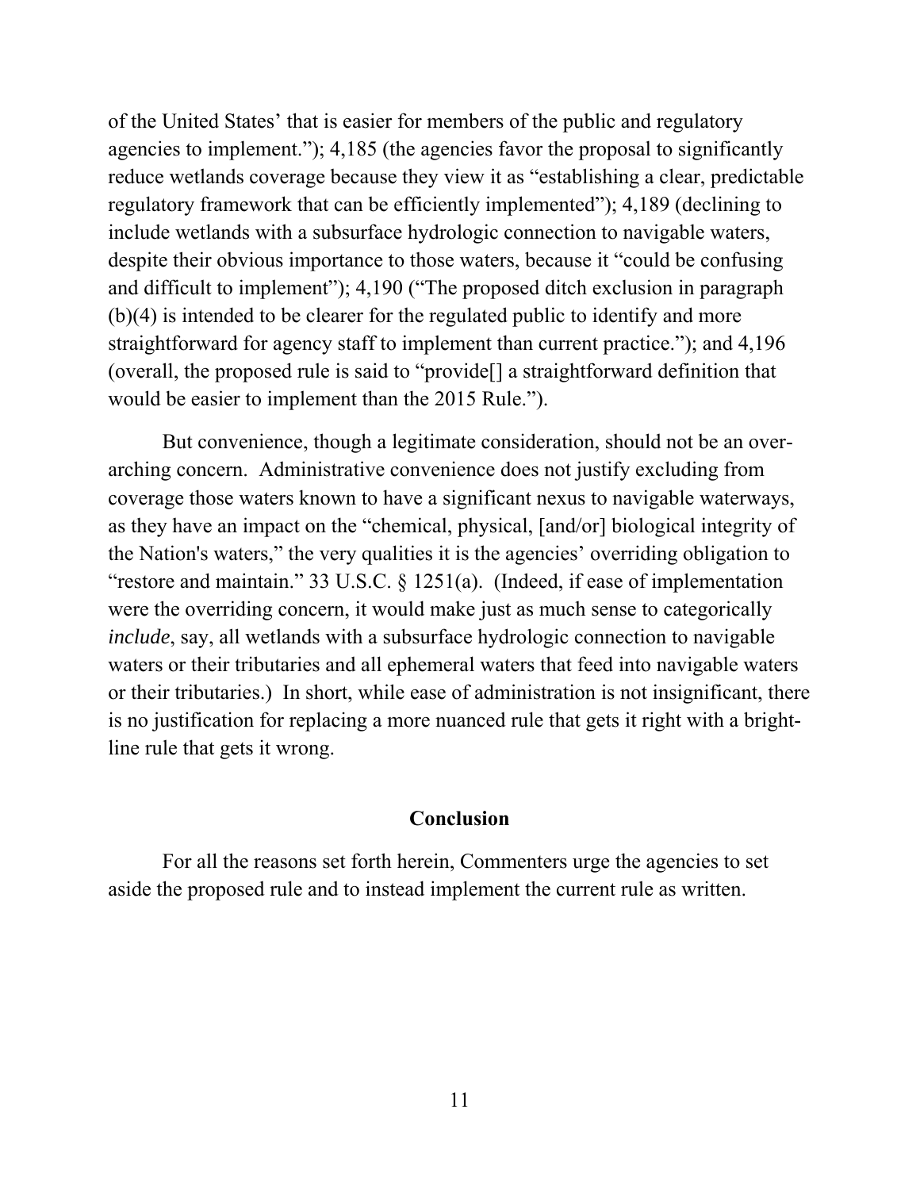of the United States' that is easier for members of the public and regulatory agencies to implement."); 4,185 (the agencies favor the proposal to significantly reduce wetlands coverage because they view it as "establishing a clear, predictable regulatory framework that can be efficiently implemented"); 4,189 (declining to include wetlands with a subsurface hydrologic connection to navigable waters, despite their obvious importance to those waters, because it "could be confusing and difficult to implement"); 4,190 ("The proposed ditch exclusion in paragraph (b)(4) is intended to be clearer for the regulated public to identify and more straightforward for agency staff to implement than current practice."); and 4,196 (overall, the proposed rule is said to "provide[] a straightforward definition that would be easier to implement than the 2015 Rule.").

But convenience, though a legitimate consideration, should not be an over-arching concern. Administrative convenience does not justify excluding from coverage those waters known to have a significant nexus to navigable waterways, as they have an impact on the "chemical, physical, [and/or] biological integrity of the Nation's waters," the very qualities it is the agencies' overriding obligation to "restore and maintain." 33 U.S.C. § 1251(a). (Indeed, if ease of implementation were the overriding concern, it would make just as much sense to categorically *include*, say, all wetlands with a subsurface hydrologic connection to navigable waters or their tributaries and all ephemeral waters that feed into navigable waters or their tributaries.) In short, while ease of administration is not insignificant, there is no justification for replacing a more nuanced rule that gets it right with a bright-line rule that gets it wrong.

## Conclusion

For all the reasons set forth herein, Commenters urge the agencies to set aside the proposed rule and to instead implement the current rule as written.